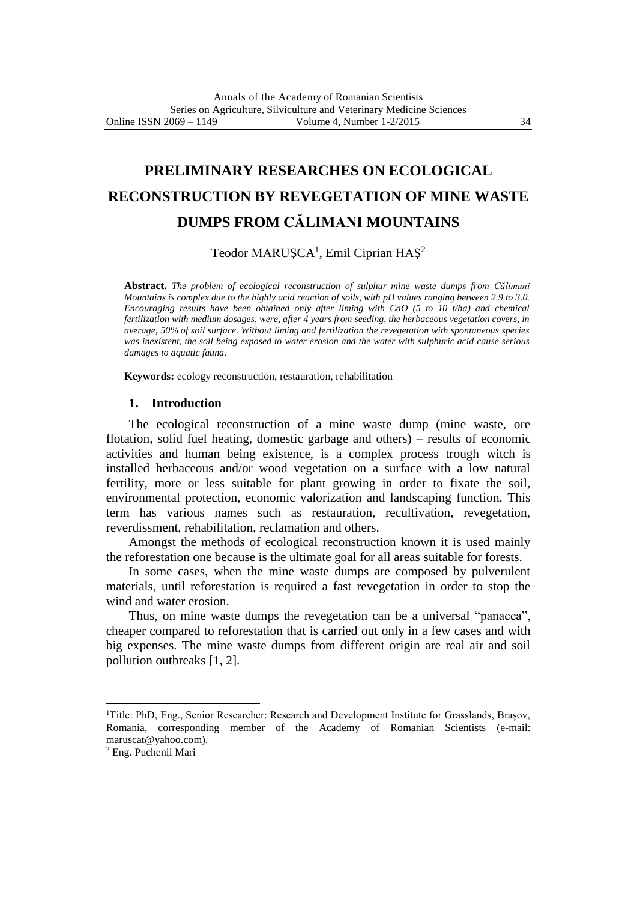# PRELIMINARY RESEARCHES ON ECOLOGICAL RECONSTRUCTION BY REVEGETATION OF MINE WASTE DUMPS FROM CĂLIMANI MOUNTAINS

Teodor MARUȘCA[1], Emil Ciprian HAȘ[2]

**Abstract.** *The problem of ecological reconstruction of sulphur mine waste dumps from Călimani Mountains is complex due to the highly acid reaction of soils, with pH values ranging between 2.9 to 3.0. Encouraging results have been obtained only after liming with CaO (5 to 10 t/ha) and chemical fertilization with medium dosages, were, after 4 years from seeding, the herbaceous vegetation covers, in average, 50% of soil surface. Without liming and fertilization the revegetation with spontaneous species was inexistent, the soil being exposed to water erosion and the water with sulphuric acid cause serious damages to aquatic fauna.*

**Keywords:** ecology reconstruction, restauration, rehabilitation

## 1. Introduction

The ecological reconstruction of a mine waste dump (mine waste, ore flotation, solid fuel heating, domestic garbage and others) – results of economic activities and human being existence, is a complex process trough witch is installed herbaceous and/or wood vegetation on a surface with a low natural fertility, more or less suitable for plant growing in order to fixate the soil, environmental protection, economic valorization and landscaping function. This term has various names such as restauration, recultivation, revegetation, reverdissment, rehabilitation, reclamation and others.

Amongst the methods of ecological reconstruction known it is used mainly the reforestation one because is the ultimate goal for all areas suitable for forests.

In some cases, when the mine waste dumps are composed by pulverulent materials, until reforestation is required a fast revegetation in order to stop the wind and water erosion.

Thus, on mine waste dumps the revegetation can be a universal "panacea", cheaper compared to reforestation that is carried out only in a few cases and with big expenses. The mine waste dumps from different origin are real air and soil pollution outbreaks [1, 2].

---

[1] Title: PhD, Eng., Senior Researcher: Research and Development Institute for Grasslands, Brașov, Romania, corresponding member of the Academy of Romanian Scientists (e-mail: maruscat@yahoo.com).

[2] Eng. Puchenii Mari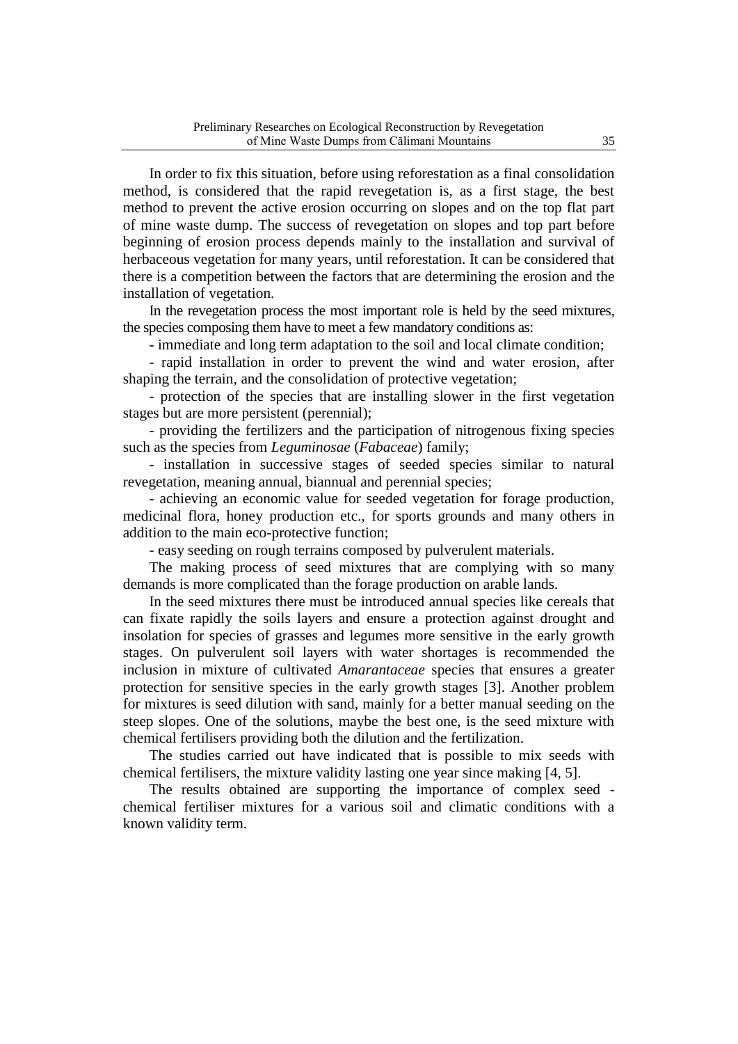In order to fix this situation, before using reforestation as a final consolidation method, is considered that the rapid revegetation is, as a first stage, the best method to prevent the active erosion occurring on slopes and on the top flat part of mine waste dump. The success of revegetation on slopes and top part before beginning of erosion process depends mainly to the installation and survival of herbaceous vegetation for many years, until reforestation. It can be considered that there is a competition between the factors that are determining the erosion and the installation of vegetation.

In the revegetation process the most important role is held by the seed mixtures, the species composing them have to meet a few mandatory conditions as:

- immediate and long term adaptation to the soil and local climate condition;
- rapid installation in order to prevent the wind and water erosion, after shaping the terrain, and the consolidation of protective vegetation;
- protection of the species that are installing slower in the first vegetation stages but are more persistent (perennial);
- providing the fertilizers and the participation of nitrogenous fixing species such as the species from *Leguminosae* (*Fabaceae*) family;
- installation in successive stages of seeded species similar to natural revegetation, meaning annual, biannual and perennial species;
- achieving an economic value for seeded vegetation for forage production, medicinal flora, honey production etc., for sports grounds and many others in addition to the main eco-protective function;
- easy seeding on rough terrains composed by pulverulent materials.

The making process of seed mixtures that are complying with so many demands is more complicated than the forage production on arable lands.

In the seed mixtures there must be introduced annual species like cereals that can fixate rapidly the soils layers and ensure a protection against drought and insolation for species of grasses and legumes more sensitive in the early growth stages. On pulverulent soil layers with water shortages is recommended the inclusion in mixture of cultivated *Amarantaceae* species that ensures a greater protection for sensitive species in the early growth stages [3]. Another problem for mixtures is seed dilution with sand, mainly for a better manual seeding on the steep slopes. One of the solutions, maybe the best one, is the seed mixture with chemical fertilisers providing both the dilution and the fertilization.

The studies carried out have indicated that is possible to mix seeds with chemical fertilisers, the mixture validity lasting one year since making [4, 5].

The results obtained are supporting the importance of complex seed - chemical fertiliser mixtures for a various soil and climatic conditions with a known validity term.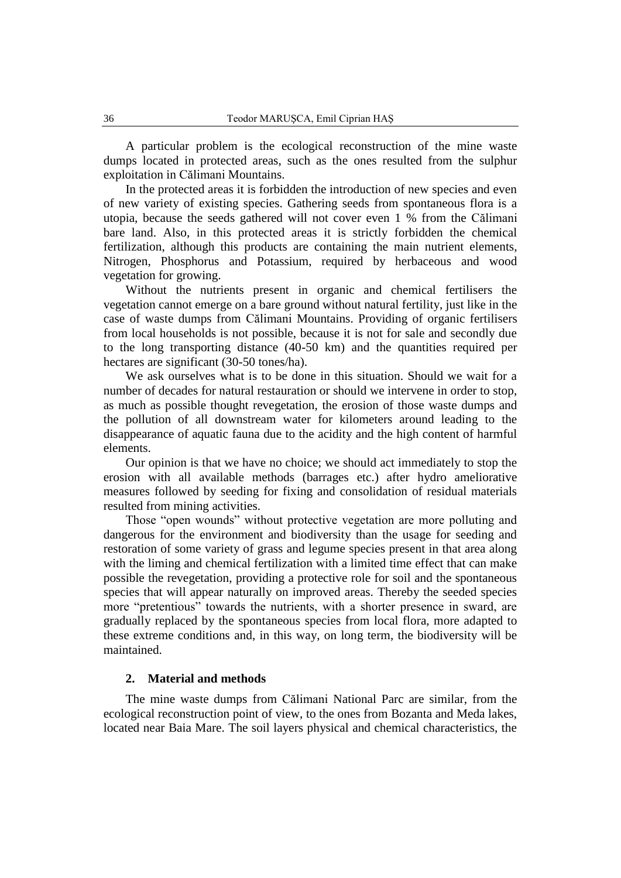A particular problem is the ecological reconstruction of the mine waste dumps located in protected areas, such as the ones resulted from the sulphur exploitation in Călimani Mountains.

In the protected areas it is forbidden the introduction of new species and even of new variety of existing species. Gathering seeds from spontaneous flora is a utopia, because the seeds gathered will not cover even 1 % from the Călimani bare land. Also, in this protected areas it is strictly forbidden the chemical fertilization, although this products are containing the main nutrient elements, Nitrogen, Phosphorus and Potassium, required by herbaceous and wood vegetation for growing.

Without the nutrients present in organic and chemical fertilisers the vegetation cannot emerge on a bare ground without natural fertility, just like in the case of waste dumps from Călimani Mountains. Providing of organic fertilisers from local households is not possible, because it is not for sale and secondly due to the long transporting distance (40-50 km) and the quantities required per hectares are significant (30-50 tones/ha).

We ask ourselves what is to be done in this situation. Should we wait for a number of decades for natural restauration or should we intervene in order to stop, as much as possible thought revegetation, the erosion of those waste dumps and the pollution of all downstream water for kilometers around leading to the disappearance of aquatic fauna due to the acidity and the high content of harmful elements.

Our opinion is that we have no choice; we should act immediately to stop the erosion with all available methods (barrages etc.) after hydro ameliorative measures followed by seeding for fixing and consolidation of residual materials resulted from mining activities.

Those "open wounds" without protective vegetation are more polluting and dangerous for the environment and biodiversity than the usage for seeding and restoration of some variety of grass and legume species present in that area along with the liming and chemical fertilization with a limited time effect that can make possible the revegetation, providing a protective role for soil and the spontaneous species that will appear naturally on improved areas. Thereby the seeded species more "pretentious" towards the nutrients, with a shorter presence in sward, are gradually replaced by the spontaneous species from local flora, more adapted to these extreme conditions and, in this way, on long term, the biodiversity will be maintained.

## 2. Material and methods

The mine waste dumps from Călimani National Parc are similar, from the ecological reconstruction point of view, to the ones from Bozanta and Meda lakes, located near Baia Mare. The soil layers physical and chemical characteristics, the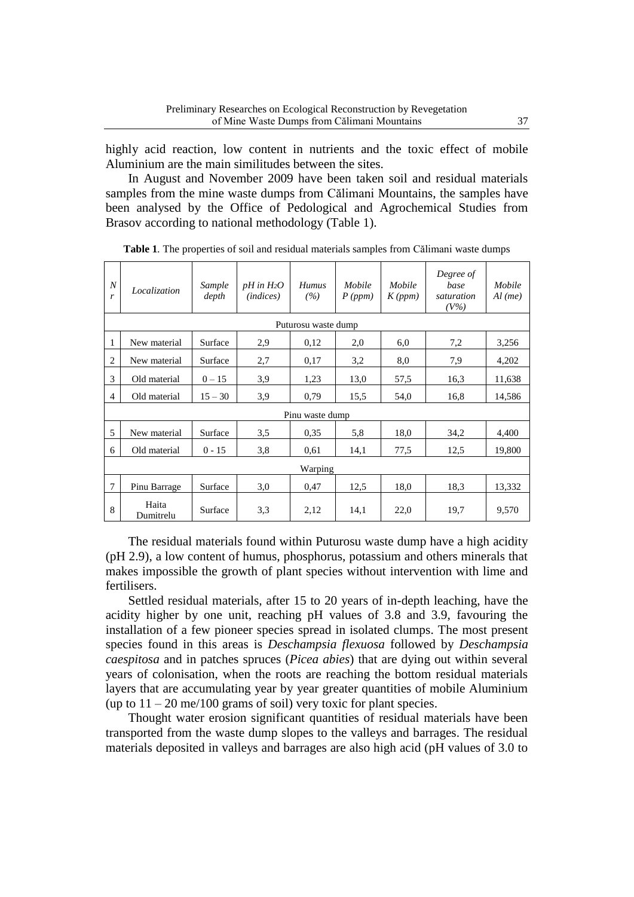highly acid reaction, low content in nutrients and the toxic effect of mobile Aluminium are the main similitudes between the sites.

In August and November 2009 have been taken soil and residual materials samples from the mine waste dumps from Călimani Mountains, the samples have been analysed by the Office of Pedological and Agrochemical Studies from Brasov according to national methodology (Table 1).

**Table 1**. The properties of soil and residual materials samples from Călimani waste dumps

| *Nr* | *Localization* | *Sample depth* | *pH in $H_2O$ (indices)* | *Humus (%)* | *Mobile P (ppm)* | *Mobile K (ppm)* | *Degree of base saturation (V%)* | *Mobile Al (me)* |
|---|---|---|---|---|---|---|---|---|
| Puturosu waste dump | | | | | | | | |
| 1 | New material | Surface | 2,9 | 0,12 | 2,0 | 6,0 | 7,2 | 3,256 |
| 2 | New material | Surface | 2,7 | 0,17 | 3,2 | 8,0 | 7,9 | 4,202 |
| 3 | Old material | 0 – 15 | 3,9 | 1,23 | 13,0 | 57,5 | 16,3 | 11,638 |
| 4 | Old material | 15 – 30 | 3,9 | 0,79 | 15,5 | 54,0 | 16,8 | 14,586 |
| Pinu waste dump | | | | | | | | |
| 5 | New material | Surface | 3,5 | 0,35 | 5,8 | 18,0 | 34,2 | 4,400 |
| 6 | Old material | 0 - 15 | 3,8 | 0,61 | 14,1 | 77,5 | 12,5 | 19,800 |
| Warping | | | | | | | | |
| 7 | Pinu Barrage | Surface | 3,0 | 0,47 | 12,5 | 18,0 | 18,3 | 13,332 |
| 8 | Haita Dumitrelu | Surface | 3,3 | 2,12 | 14,1 | 22,0 | 19,7 | 9,570 |

The residual materials found within Puturosu waste dump have a high acidity (pH 2.9), a low content of humus, phosphorus, potassium and others minerals that makes impossible the growth of plant species without intervention with lime and fertilisers.

Settled residual materials, after 15 to 20 years of in-depth leaching, have the acidity higher by one unit, reaching pH values of 3.8 and 3.9, favouring the installation of a few pioneer species spread in isolated clumps. The most present species found in this areas is *Deschampsia flexuosa* followed by *Deschampsia caespitosa* and in patches spruces (*Picea abies*) that are dying out within several years of colonisation, when the roots are reaching the bottom residual materials layers that are accumulating year by year greater quantities of mobile Aluminium (up to 11 – 20 me/100 grams of soil) very toxic for plant species.

Thought water erosion significant quantities of residual materials have been transported from the waste dump slopes to the valleys and barrages. The residual materials deposited in valleys and barrages are also high acid (pH values of 3.0 to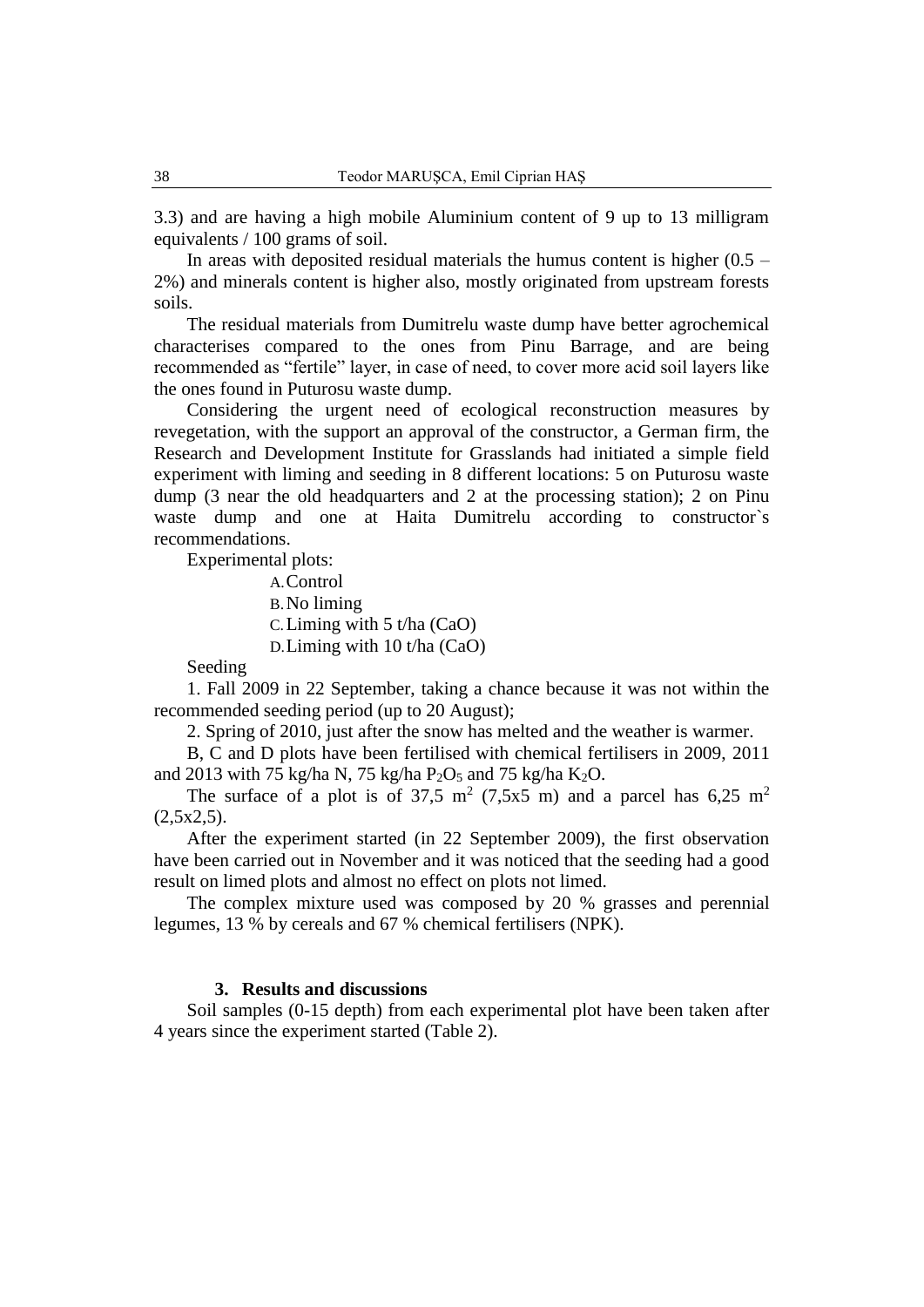3.3) and are having a high mobile Aluminium content of 9 up to 13 milligram equivalents / 100 grams of soil.

In areas with deposited residual materials the humus content is higher (0.5 – 2%) and minerals content is higher also, mostly originated from upstream forests soils.

The residual materials from Dumitrelu waste dump have better agrochemical characterises compared to the ones from Pinu Barrage, and are being recommended as "fertile" layer, in case of need, to cover more acid soil layers like the ones found in Puturosu waste dump.

Considering the urgent need of ecological reconstruction measures by revegetation, with the support an approval of the constructor, a German firm, the Research and Development Institute for Grasslands had initiated a simple field experiment with liming and seeding in 8 different locations: 5 on Puturosu waste dump (3 near the old headquarters and 2 at the processing station); 2 on Pinu waste dump and one at Haita Dumitrelu according to constructor`s recommendations.

Experimental plots:

A. Control
B. No liming
C. Liming with 5 t/ha (CaO)
D. Liming with 10 t/ha (CaO)

Seeding

1. Fall 2009 in 22 September, taking a chance because it was not within the recommended seeding period (up to 20 August);

2. Spring of 2010, just after the snow has melted and the weather is warmer.

B, C and D plots have been fertilised with chemical fertilisers in 2009, 2011 and 2013 with 75 kg/ha N, 75 kg/ha $P_2O_5$ and 75 kg/ha $K_2O$.

The surface of a plot is of 37,5 $m^2$ (7,5x5 m) and a parcel has 6,25 $m^2$ (2,5x2,5).

After the experiment started (in 22 September 2009), the first observation have been carried out in November and it was noticed that the seeding had a good result on limed plots and almost no effect on plots not limed.

The complex mixture used was composed by 20 % grasses and perennial legumes, 13 % by cereals and 67 % chemical fertilisers (NPK).

## 3. Results and discussions

Soil samples (0-15 depth) from each experimental plot have been taken after 4 years since the experiment started (Table 2).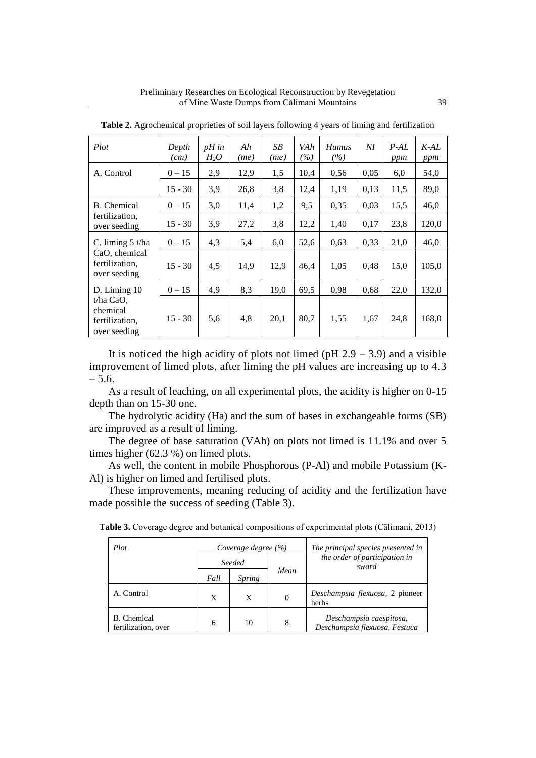**Table 2.** Agrochemical proprieties of soil layers following 4 years of liming and fertilization

| *Plot* | *Depth (cm)* | *pH in $H_2O$* | *Ah (me)* | *SB (me)* | *VAh (%)* | *Humus (%)* | *NI* | *P-AL ppm* | *K-AL ppm* |
|---|---|---|---|---|---|---|---|---|---|
| A. Control | 0 – 15 | 2,9 | 12,9 | 1,5 | 10,4 | 0,56 | 0,05 | 6,0 | 54,0 |
| | 15 - 30 | 3,9 | 26,8 | 3,8 | 12,4 | 1,19 | 0,13 | 11,5 | 89,0 |
| B. Chemical fertilization, over seeding | 0 – 15 | 3,0 | 11,4 | 1,2 | 9,5 | 0,35 | 0,03 | 15,5 | 46,0 |
| | 15 - 30 | 3,9 | 27,2 | 3,8 | 12,2 | 1,40 | 0,17 | 23,8 | 120,0 |
| C. liming 5 t/ha CaO, chemical fertilization, over seeding | 0 – 15 | 4,3 | 5,4 | 6,0 | 52,6 | 0,63 | 0,33 | 21,0 | 46,0 |
| | 15 - 30 | 4,5 | 14,9 | 12,9 | 46,4 | 1,05 | 0,48 | 15,0 | 105,0 |
| D. Liming 10 t/ha CaO, chemical fertilization, over seeding | 0 – 15 | 4,9 | 8,3 | 19,0 | 69,5 | 0,98 | 0,68 | 22,0 | 132,0 |
| | 15 - 30 | 5,6 | 4,8 | 20,1 | 80,7 | 1,55 | 1,67 | 24,8 | 168,0 |

It is noticed the high acidity of plots not limed (pH 2.9 – 3.9) and a visible improvement of limed plots, after liming the pH values are increasing up to 4.3 – 5.6.

As a result of leaching, on all experimental plots, the acidity is higher on 0-15 depth than on 15-30 one.

The hydrolytic acidity (Ha) and the sum of bases in exchangeable forms (SB) are improved as a result of liming.

The degree of base saturation (VAh) on plots not limed is 11.1% and over 5 times higher (62.3 %) on limed plots.

As well, the content in mobile Phosphorous (P-Al) and mobile Potassium (K-Al) is higher on limed and fertilised plots.

These improvements, meaning reducing of acidity and the fertilization have made possible the success of seeding (Table 3).

**Table 3.** Coverage degree and botanical compositions of experimental plots (Călimani, 2013)

| *Plot* | *Coverage degree (%)* | | | *The principal species presented in the order of participation in sward* |
|---|---|---|---|---|
| | *Seeded* | | *Mean* | |
| | *Fall* | *Spring* | | |
| A. Control | X | X | 0 | *Deschampsia flexuosa,* 2 pioneer herbs |
| B. Chemical fertilization, over | 6 | 10 | 8 | *Deschampsia caespitosa, Deschampsia flexuosa, Festuca* |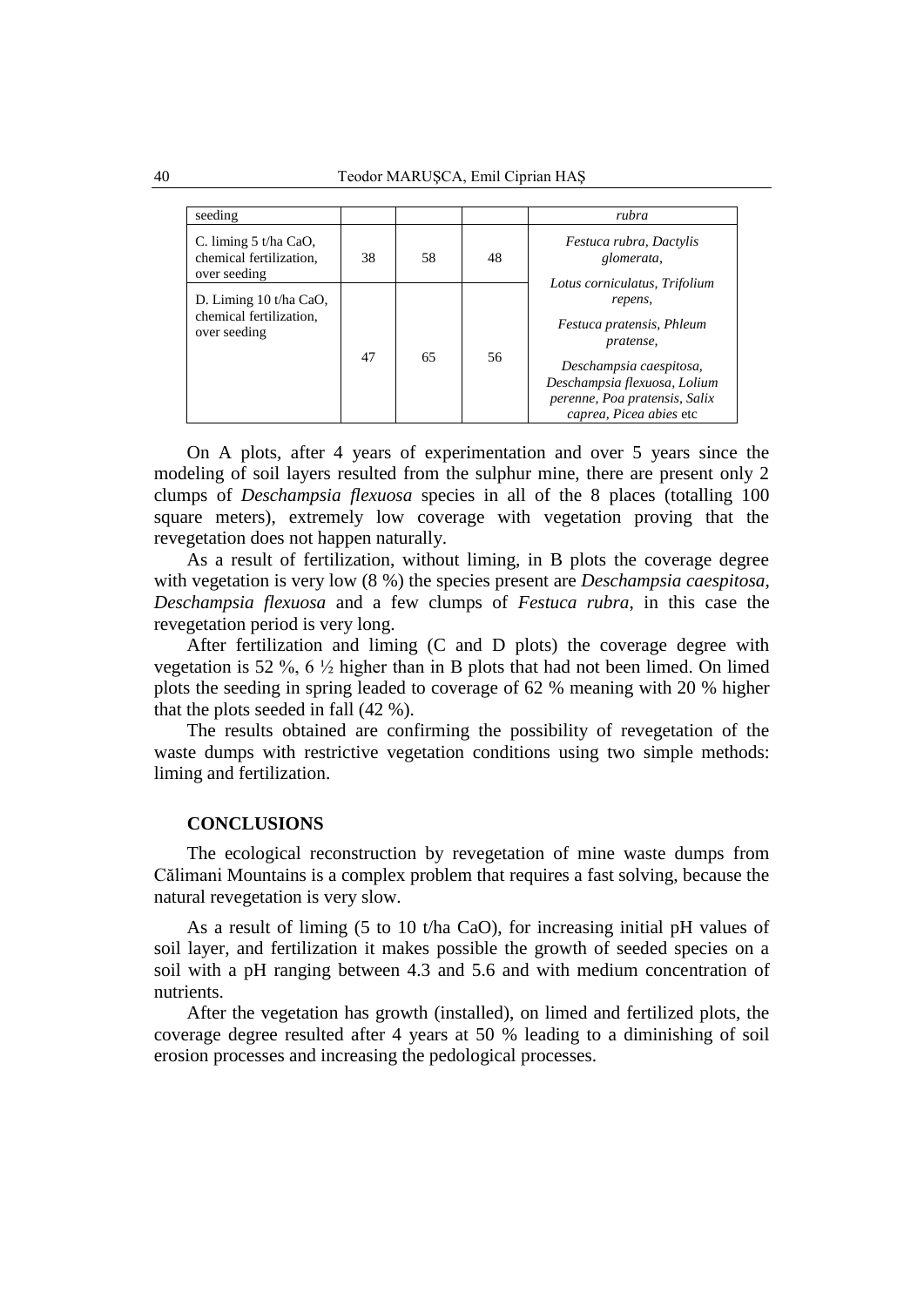| seeding | | | | *rubra* |
|---|---|---|---|---|
| C. liming 5 t/ha CaO, chemical fertilization, over seeding | 38 | 58 | 48 | *Festuca rubra, Dactylis glomerata,* *Lotus corniculatus, Trifolium repens,* *Festuca pratensis, Phleum pratense,* *Deschampsia caespitosa, Deschampsia flexuosa, Lolium perenne, Poa pratensis, Salix caprea, Picea abies* etc |
| D. Liming 10 t/ha CaO, chemical fertilization, over seeding | 47 | 65 | 56 | |

On A plots, after 4 years of experimentation and over 5 years since the modeling of soil layers resulted from the sulphur mine, there are present only 2 clumps of *Deschampsia flexuosa* species in all of the 8 places (totalling 100 square meters), extremely low coverage with vegetation proving that the revegetation does not happen naturally.

As a result of fertilization, without liming, in B plots the coverage degree with vegetation is very low (8 %) the species present are *Deschampsia caespitosa*, *Deschampsia flexuosa* and a few clumps of *Festuca rubra*, in this case the revegetation period is very long.

After fertilization and liming (C and D plots) the coverage degree with vegetation is 52 %, 6 ½ higher than in B plots that had not been limed. On limed plots the seeding in spring leaded to coverage of 62 % meaning with 20 % higher that the plots seeded in fall (42 %).

The results obtained are confirming the possibility of revegetation of the waste dumps with restrictive vegetation conditions using two simple methods: liming and fertilization.

## CONCLUSIONS

The ecological reconstruction by revegetation of mine waste dumps from Călimani Mountains is a complex problem that requires a fast solving, because the natural revegetation is very slow.

As a result of liming (5 to 10 t/ha CaO), for increasing initial pH values of soil layer, and fertilization it makes possible the growth of seeded species on a soil with a pH ranging between 4.3 and 5.6 and with medium concentration of nutrients.

After the vegetation has growth (installed), on limed and fertilized plots, the coverage degree resulted after 4 years at 50 % leading to a diminishing of soil erosion processes and increasing the pedological processes.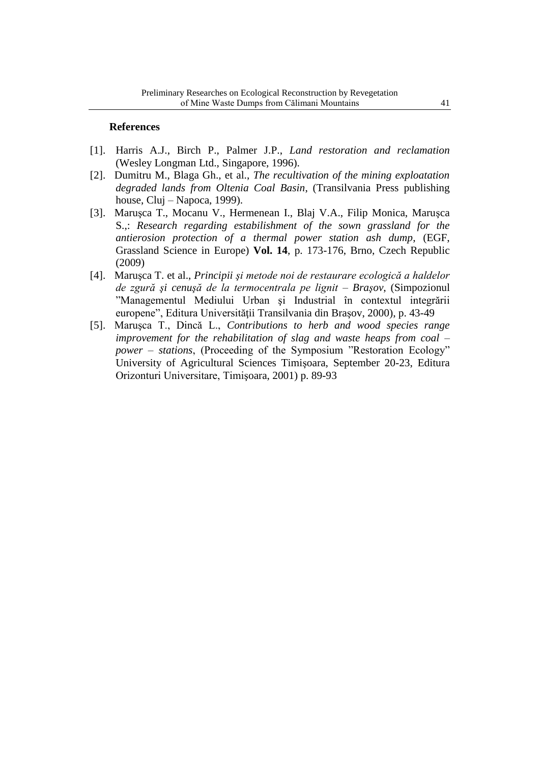## References

[1]. Harris A.J., Birch P., Palmer J.P., *Land restoration and reclamation* (Wesley Longman Ltd., Singapore, 1996).

[2]. Dumitru M., Blaga Gh., et al., *The recultivation of the mining exploatation degraded lands from Oltenia Coal Basin*, (Transilvania Press publishing house, Cluj – Napoca, 1999).

[3]. Maruşca T., Mocanu V., Hermenean I., Blaj V.A., Filip Monica, Maruşca S.,: *Research regarding estabilishment of the sown grassland for the antierosion protection of a thermal power station ash dump*, (EGF, Grassland Science in Europe) **Vol. 14**, p. 173-176, Brno, Czech Republic (2009)

[4]. Maruşca T. et al., *Principii şi metode noi de restaurare ecologică a haldelor de zgură şi cenuşă de la termocentrala pe lignit – Braşov*, (Simpozionul "Managementul Mediului Urban şi Industrial în contextul integrării europene", Editura Universităţii Transilvania din Braşov, 2000), p. 43-49

[5]. Maruşca T., Dincă L., *Contributions to herb and wood species range improvement for the rehabilitation of slag and waste heaps from coal – power – stations*, (Proceeding of the Symposium "Restoration Ecology" University of Agricultural Sciences Timişoara, September 20-23, Editura Orizonturi Universitare, Timişoara, 2001) p. 89-93